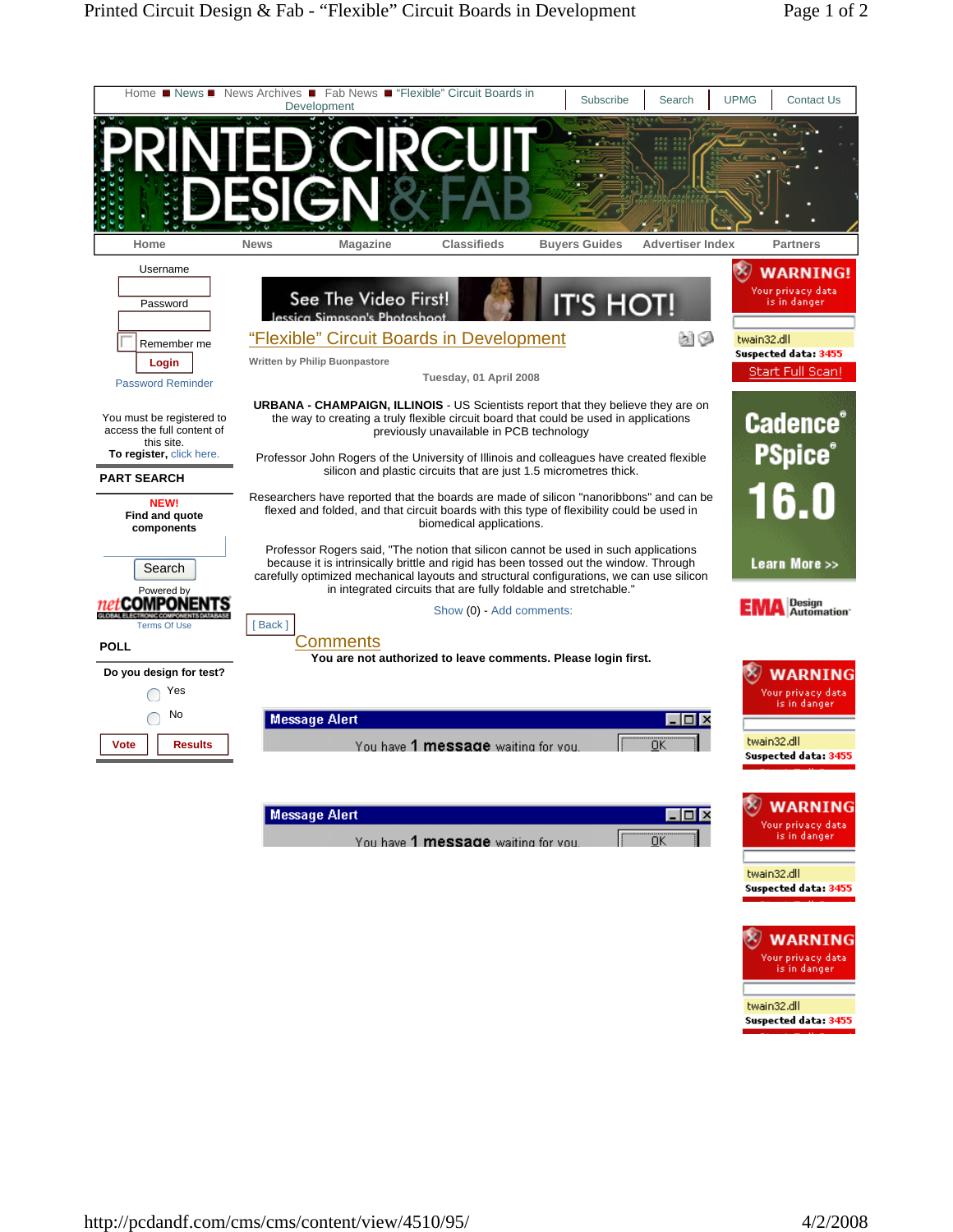Home ■ News ■ News Archives ■ Fab News ■ "Flexible" Circuit Boards in Development

Subscribe | Search | UPMG | Contact Us

Home | News | Magazine | Classifieds | Buyers Guides | Advertiser Index | Partners

Username

Password

Remember me

Login

Password Reminder

You must be registered to access the full content of this site.
**To register,** click here.

**PART SEARCH**

**NEW!**
**Find and quote components**

Search

Powered by netCOMPONENTS

Terms Of Use

**POLL**

**Do you design for test?**

Yes

No

Vote | Results

# "Flexible" Circuit Boards in Development

Written by Philip Buonpastore

Tuesday, 01 April 2008

**URBANA - CHAMPAIGN, ILLINOIS** - US Scientists report that they believe they are on the way to creating a truly flexible circuit board that could be used in applications previously unavailable in PCB technology

Professor John Rogers of the University of Illinois and colleagues have created flexible silicon and plastic circuits that are just 1.5 micrometres thick.

Researchers have reported that the boards are made of silicon "nanoribbons" and can be flexed and folded, and that circuit boards with this type of flexibility could be used in biomedical applications.

Professor Rogers said, "The notion that silicon cannot be used in such applications because it is intrinsically brittle and rigid has been tossed out the window. Through carefully optimized mechanical layouts and structural configurations, we can use silicon in integrated circuits that are fully foldable and stretchable."

Show (0) - Add comments:

[ Back ]

## Comments

**You are not authorized to leave comments. Please login first.**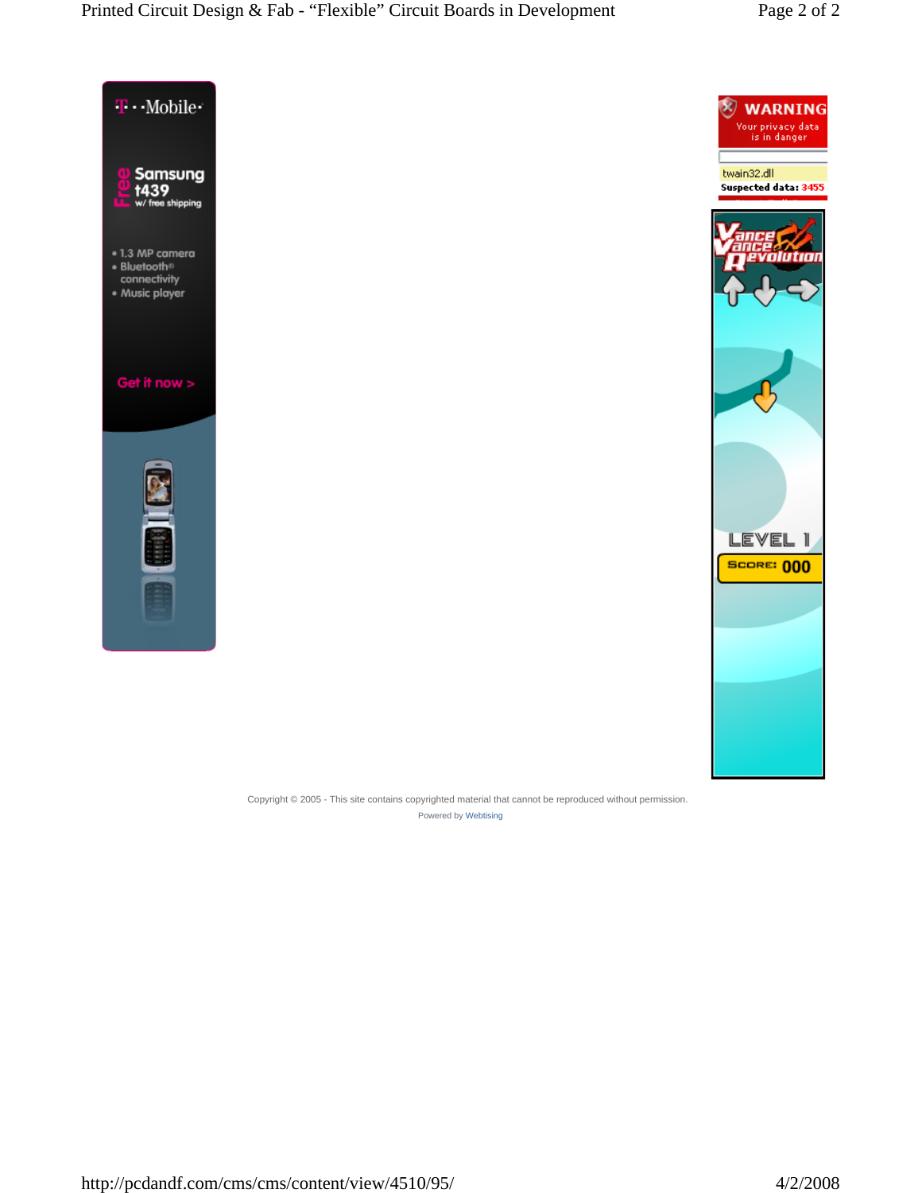Copyright © 2005 - This site contains copyrighted material that cannot be reproduced without permission.

Powered by Webtising